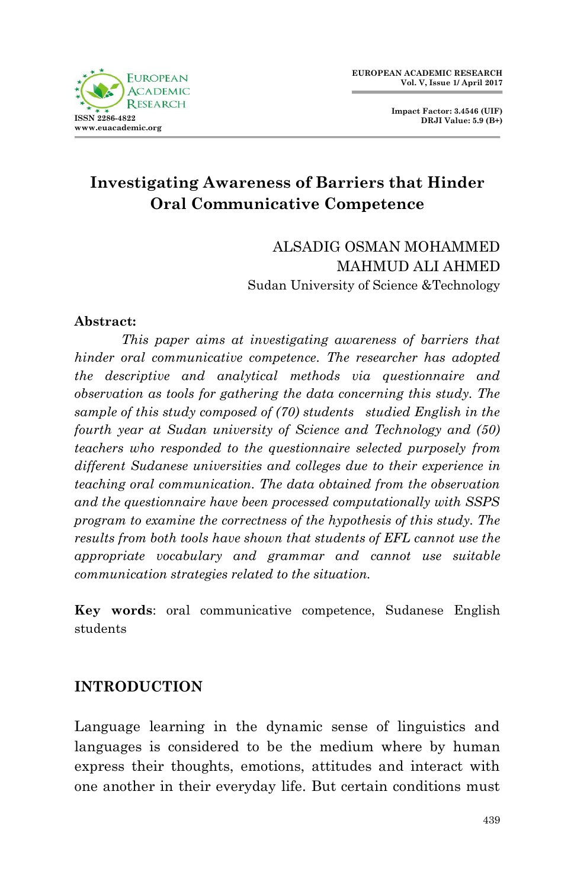# Investigating Awareness of Barriers that Hinder Oral Communicative Competence

ALSADIG OSMAN MOHAMMED
MAHMUD ALI AHMED
Sudan University of Science &Technology

**Abstract:**

*This paper aims at investigating awareness of barriers that hinder oral communicative competence. The researcher has adopted the descriptive and analytical methods via questionnaire and observation as tools for gathering the data concerning this study. The sample of this study composed of (70) students studied English in the fourth year at Sudan university of Science and Technology and (50) teachers who responded to the questionnaire selected purposely from different Sudanese universities and colleges due to their experience in teaching oral communication. The data obtained from the observation and the questionnaire have been processed computationally with SSPS program to examine the correctness of the hypothesis of this study. The results from both tools have shown that students of EFL cannot use the appropriate vocabulary and grammar and cannot use suitable communication strategies related to the situation.*

**Key words**: oral communicative competence, Sudanese English students

## INTRODUCTION

Language learning in the dynamic sense of linguistics and languages is considered to be the medium where by human express their thoughts, emotions, attitudes and interact with one another in their everyday life. But certain conditions must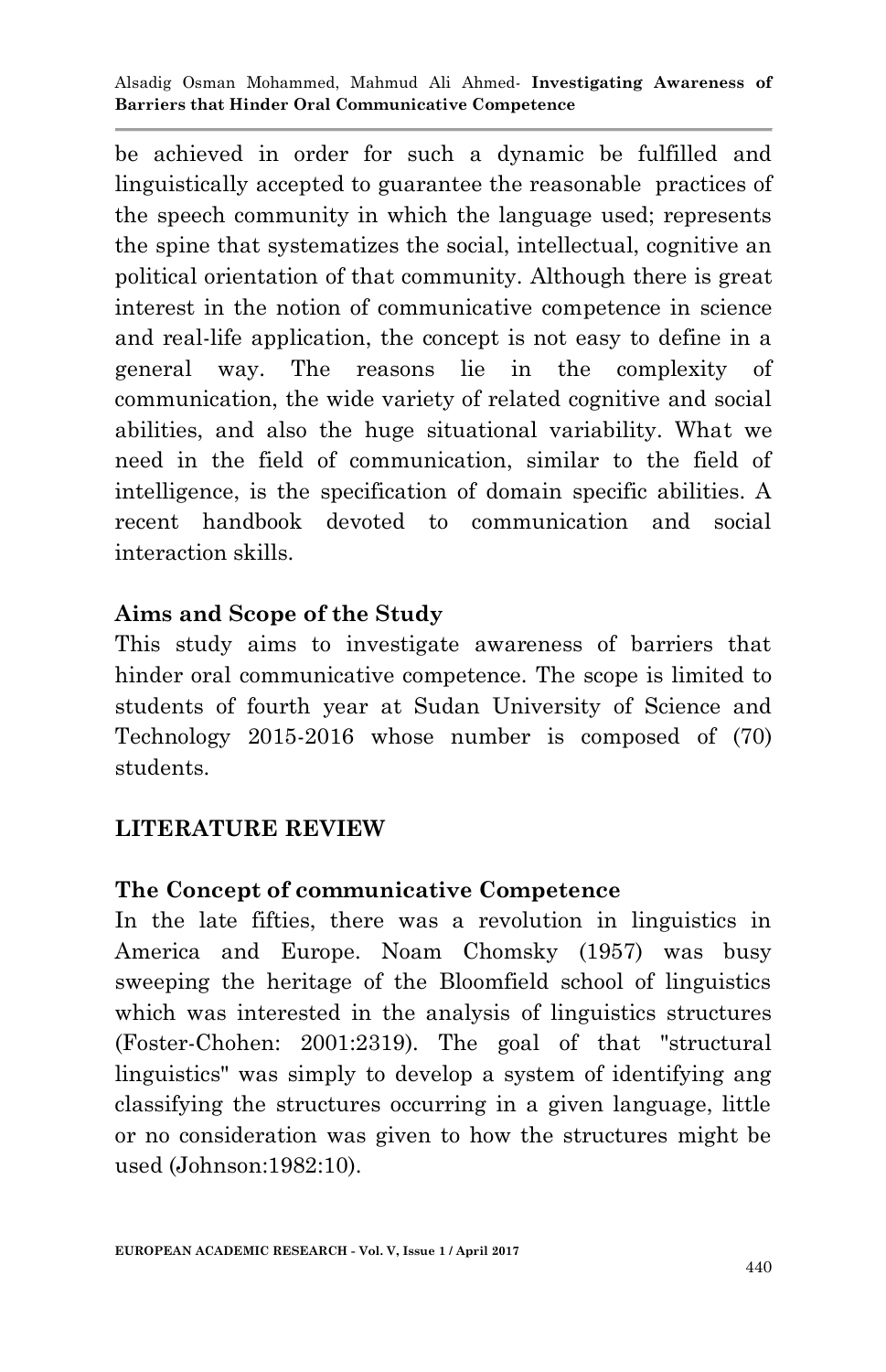be achieved in order for such a dynamic be fulfilled and linguistically accepted to guarantee the reasonable practices of the speech community in which the language used; represents the spine that systematizes the social, intellectual, cognitive an political orientation of that community. Although there is great interest in the notion of communicative competence in science and real-life application, the concept is not easy to define in a general way. The reasons lie in the complexity of communication, the wide variety of related cognitive and social abilities, and also the huge situational variability. What we need in the field of communication, similar to the field of intelligence, is the specification of domain specific abilities. A recent handbook devoted to communication and social interaction skills.

### Aims and Scope of the Study

This study aims to investigate awareness of barriers that hinder oral communicative competence. The scope is limited to students of fourth year at Sudan University of Science and Technology 2015-2016 whose number is composed of (70) students.

## LITERATURE REVIEW

### The Concept of communicative Competence

In the late fifties, there was a revolution in linguistics in America and Europe. Noam Chomsky (1957) was busy sweeping the heritage of the Bloomfield school of linguistics which was interested in the analysis of linguistics structures (Foster-Chohen: 2001:2319). The goal of that "structural linguistics" was simply to develop a system of identifying ang classifying the structures occurring in a given language, little or no consideration was given to how the structures might be used (Johnson:1982:10).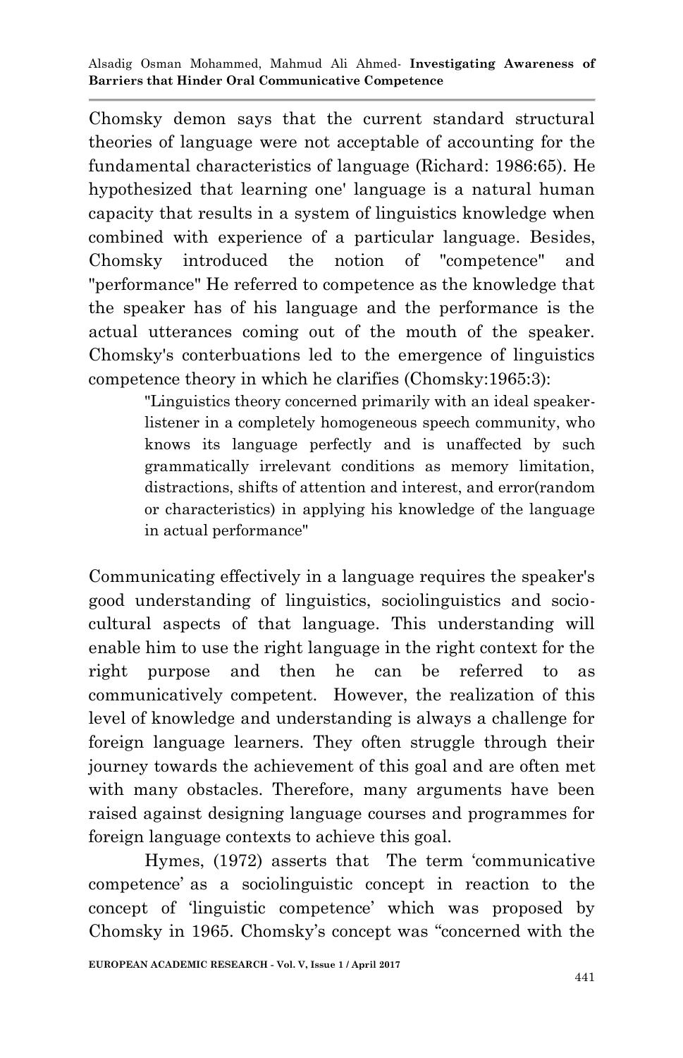Chomsky demon says that the current standard structural theories of language were not acceptable of accounting for the fundamental characteristics of language (Richard: 1986:65). He hypothesized that learning one' language is a natural human capacity that results in a system of linguistics knowledge when combined with experience of a particular language. Besides, Chomsky introduced the notion of "competence" and "performance" He referred to competence as the knowledge that the speaker has of his language and the performance is the actual utterances coming out of the mouth of the speaker. Chomsky's conterbuations led to the emergence of linguistics competence theory in which he clarifies (Chomsky:1965:3):

> "Linguistics theory concerned primarily with an ideal speaker-listener in a completely homogeneous speech community, who knows its language perfectly and is unaffected by such grammatically irrelevant conditions as memory limitation, distractions, shifts of attention and interest, and error(random or characteristics) in applying his knowledge of the language in actual performance"

Communicating effectively in a language requires the speaker's good understanding of linguistics, sociolinguistics and socio-cultural aspects of that language. This understanding will enable him to use the right language in the right context for the right purpose and then he can be referred to as communicatively competent. However, the realization of this level of knowledge and understanding is always a challenge for foreign language learners. They often struggle through their journey towards the achievement of this goal and are often met with many obstacles. Therefore, many arguments have been raised against designing language courses and programmes for foreign language contexts to achieve this goal.

Hymes, (1972) asserts that The term 'communicative competence' as a sociolinguistic concept in reaction to the concept of 'linguistic competence' which was proposed by Chomsky in 1965. Chomsky's concept was "concerned with the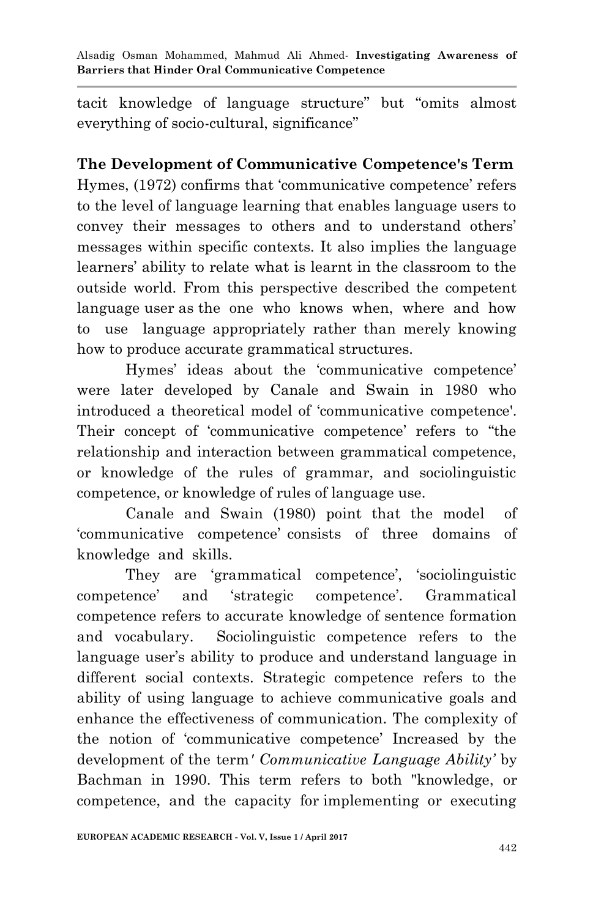tacit knowledge of language structure" but "omits almost everything of socio-cultural, significance"

## The Development of Communicative Competence's Term

Hymes, (1972) confirms that 'communicative competence' refers to the level of language learning that enables language users to convey their messages to others and to understand others' messages within specific contexts. It also implies the language learners' ability to relate what is learnt in the classroom to the outside world. From this perspective described the competent language user as the one who knows when, where and how to use language appropriately rather than merely knowing how to produce accurate grammatical structures.

Hymes' ideas about the 'communicative competence' were later developed by Canale and Swain in 1980 who introduced a theoretical model of 'communicative competence'. Their concept of 'communicative competence' refers to "the relationship and interaction between grammatical competence, or knowledge of the rules of grammar, and sociolinguistic competence, or knowledge of rules of language use.

Canale and Swain (1980) point that the model of 'communicative competence' consists of three domains of knowledge and skills.

They are 'grammatical competence', 'sociolinguistic competence' and 'strategic competence'. Grammatical competence refers to accurate knowledge of sentence formation and vocabulary. Sociolinguistic competence refers to the language user's ability to produce and understand language in different social contexts. Strategic competence refers to the ability of using language to achieve communicative goals and enhance the effectiveness of communication. The complexity of the notion of 'communicative competence' Increased by the development of the term *' Communicative Language Ability'* by Bachman in 1990. This term refers to both "knowledge, or competence, and the capacity for implementing or executing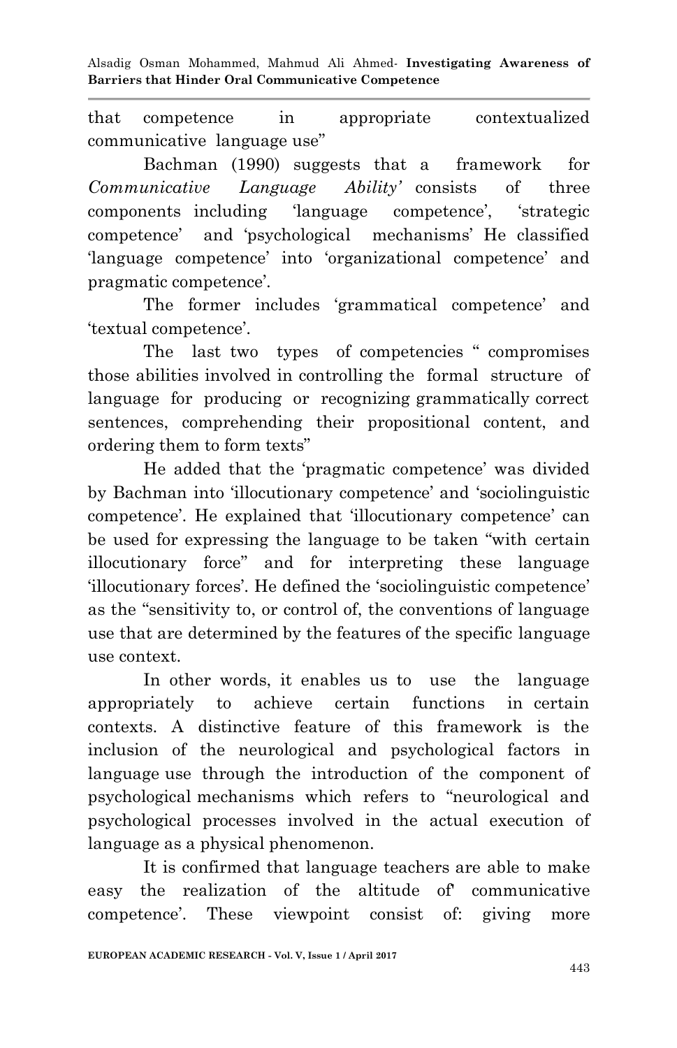that competence in appropriate contextualized communicative language use"

Bachman (1990) suggests that a framework for *Communicative Language Ability'* consists of three components including 'language competence', 'strategic competence' and 'psychological mechanisms' He classified 'language competence' into 'organizational competence' and pragmatic competence'.

The former includes 'grammatical competence' and 'textual competence'.

The last two types of competencies " compromises those abilities involved in controlling the formal structure of language for producing or recognizing grammatically correct sentences, comprehending their propositional content, and ordering them to form texts"

He added that the 'pragmatic competence' was divided by Bachman into 'illocutionary competence' and 'sociolinguistic competence'. He explained that 'illocutionary competence' can be used for expressing the language to be taken "with certain illocutionary force" and for interpreting these language 'illocutionary forces'. He defined the 'sociolinguistic competence' as the "sensitivity to, or control of, the conventions of language use that are determined by the features of the specific language use context.

In other words, it enables us to use the language appropriately to achieve certain functions in certain contexts. A distinctive feature of this framework is the inclusion of the neurological and psychological factors in language use through the introduction of the component of psychological mechanisms which refers to "neurological and psychological processes involved in the actual execution of language as a physical phenomenon.

It is confirmed that language teachers are able to make easy the realization of the altitude of' communicative competence'. These viewpoint consist of: giving more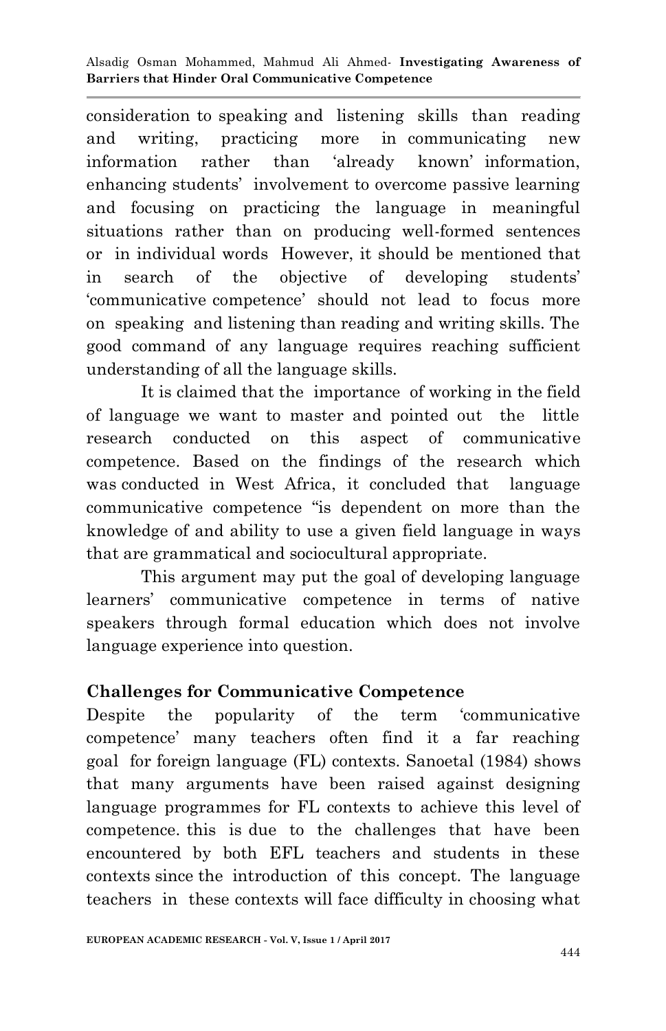consideration to speaking and listening skills than reading and writing, practicing more in communicating new information rather than 'already known' information, enhancing students' involvement to overcome passive learning and focusing on practicing the language in meaningful situations rather than on producing well-formed sentences or in individual words However, it should be mentioned that in search of the objective of developing students' 'communicative competence' should not lead to focus more on speaking and listening than reading and writing skills. The good command of any language requires reaching sufficient understanding of all the language skills.

It is claimed that the importance of working in the field of language we want to master and pointed out the little research conducted on this aspect of communicative competence. Based on the findings of the research which was conducted in West Africa, it concluded that language communicative competence "is dependent on more than the knowledge of and ability to use a given field language in ways that are grammatical and sociocultural appropriate.

This argument may put the goal of developing language learners' communicative competence in terms of native speakers through formal education which does not involve language experience into question.

## Challenges for Communicative Competence

Despite the popularity of the term 'communicative competence' many teachers often find it a far reaching goal for foreign language (FL) contexts. Sanoetal (1984) shows that many arguments have been raised against designing language programmes for FL contexts to achieve this level of competence. this is due to the challenges that have been encountered by both EFL teachers and students in these contexts since the introduction of this concept. The language teachers in these contexts will face difficulty in choosing what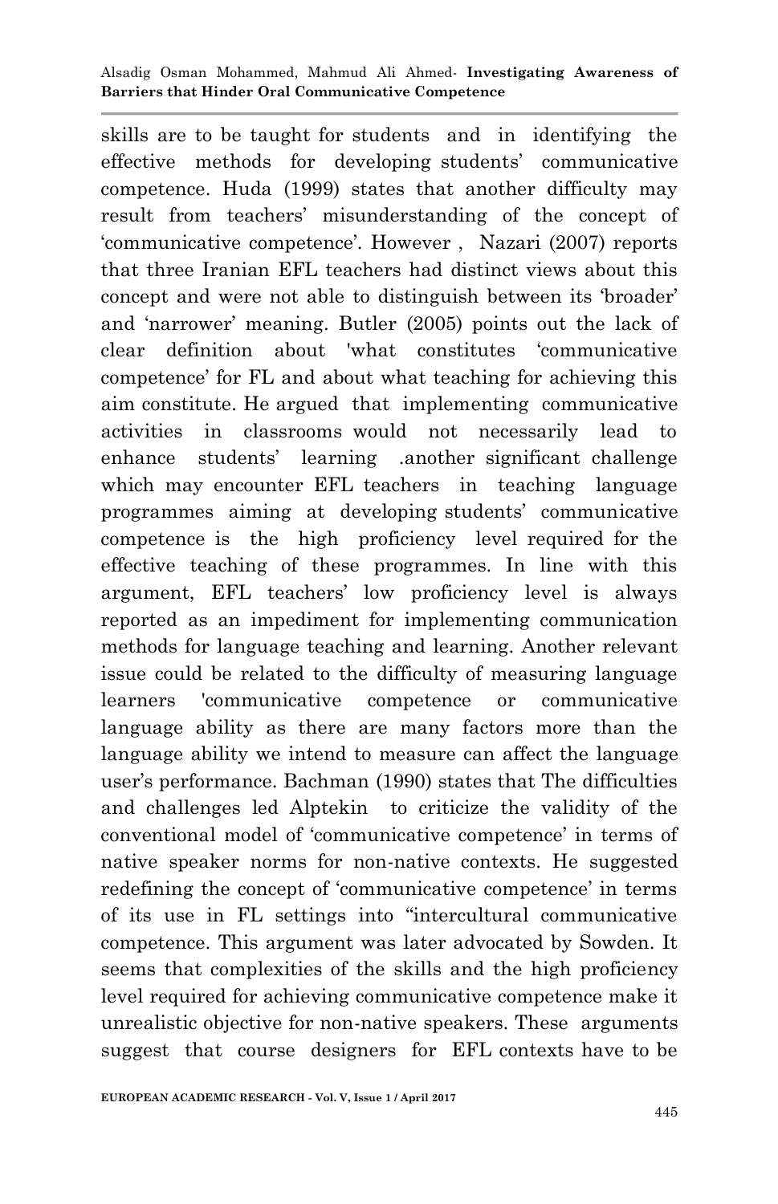skills are to be taught for students and in identifying the effective methods for developing students' communicative competence. Huda (1999) states that another difficulty may result from teachers' misunderstanding of the concept of 'communicative competence'. However , Nazari (2007) reports that three Iranian EFL teachers had distinct views about this concept and were not able to distinguish between its 'broader' and 'narrower' meaning. Butler (2005) points out the lack of clear definition about 'what constitutes 'communicative competence' for FL and about what teaching for achieving this aim constitute. He argued that implementing communicative activities in classrooms would not necessarily lead to enhance students' learning .another significant challenge which may encounter EFL teachers in teaching language programmes aiming at developing students' communicative competence is the high proficiency level required for the effective teaching of these programmes. In line with this argument, EFL teachers' low proficiency level is always reported as an impediment for implementing communication methods for language teaching and learning. Another relevant issue could be related to the difficulty of measuring language learners 'communicative competence or communicative language ability as there are many factors more than the language ability we intend to measure can affect the language user's performance. Bachman (1990) states that The difficulties and challenges led Alptekin to criticize the validity of the conventional model of 'communicative competence' in terms of native speaker norms for non-native contexts. He suggested redefining the concept of 'communicative competence' in terms of its use in FL settings into "intercultural communicative competence. This argument was later advocated by Sowden. It seems that complexities of the skills and the high proficiency level required for achieving communicative competence make it unrealistic objective for non-native speakers. These arguments suggest that course designers for EFL contexts have to be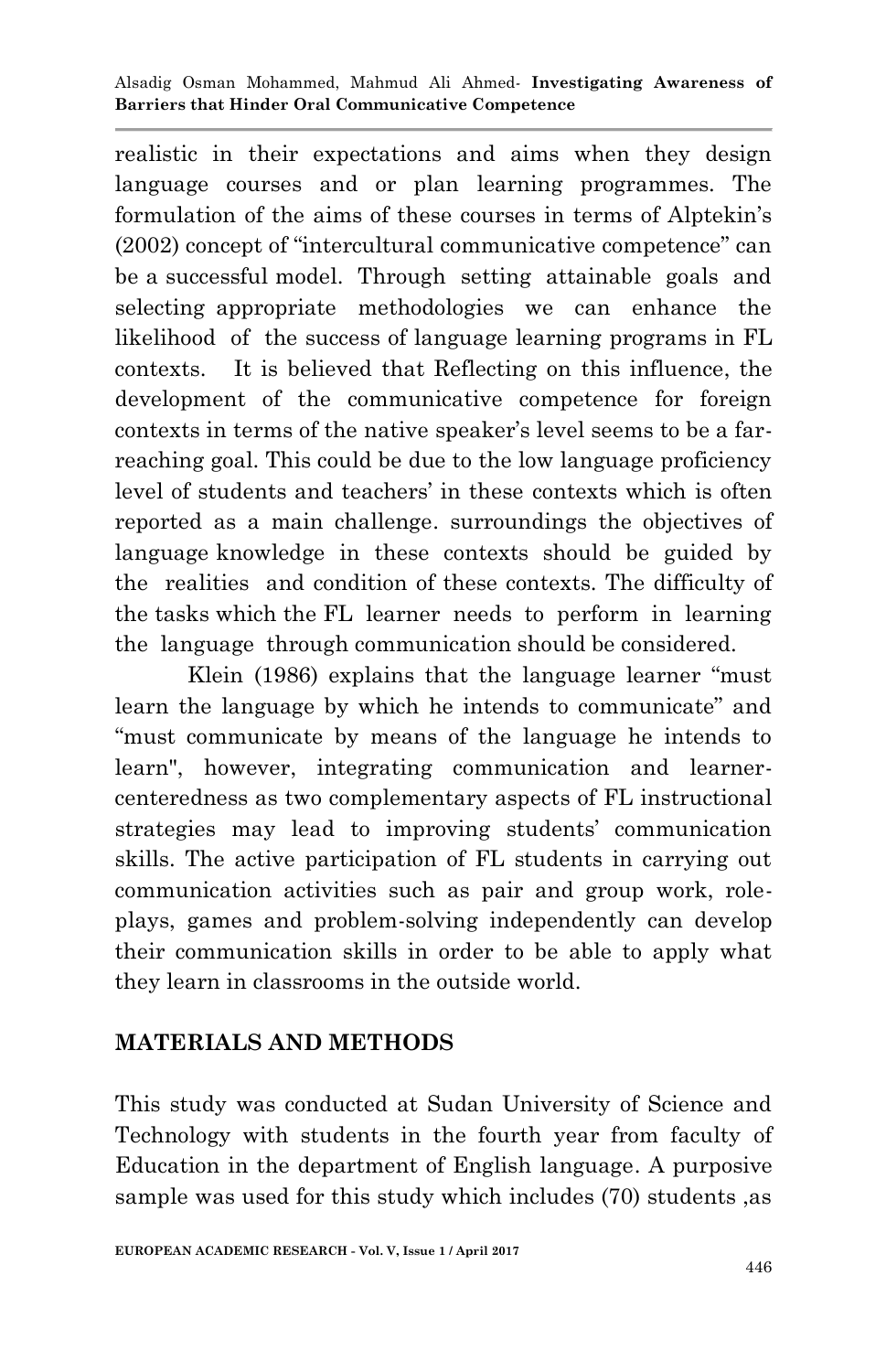realistic in their expectations and aims when they design language courses and or plan learning programmes. The formulation of the aims of these courses in terms of Alptekin's (2002) concept of "intercultural communicative competence" can be a successful model. Through setting attainable goals and selecting appropriate methodologies we can enhance the likelihood of the success of language learning programs in FL contexts. It is believed that Reflecting on this influence, the development of the communicative competence for foreign contexts in terms of the native speaker's level seems to be a far-reaching goal. This could be due to the low language proficiency level of students and teachers' in these contexts which is often reported as a main challenge. surroundings the objectives of language knowledge in these contexts should be guided by the realities and condition of these contexts. The difficulty of the tasks which the FL learner needs to perform in learning the language through communication should be considered.

Klein (1986) explains that the language learner "must learn the language by which he intends to communicate" and "must communicate by means of the language he intends to learn", however, integrating communication and learner-centeredness as two complementary aspects of FL instructional strategies may lead to improving students' communication skills. The active participation of FL students in carrying out communication activities such as pair and group work, role-plays, games and problem-solving independently can develop their communication skills in order to be able to apply what they learn in classrooms in the outside world.

## MATERIALS AND METHODS

This study was conducted at Sudan University of Science and Technology with students in the fourth year from faculty of Education in the department of English language. A purposive sample was used for this study which includes (70) students ,as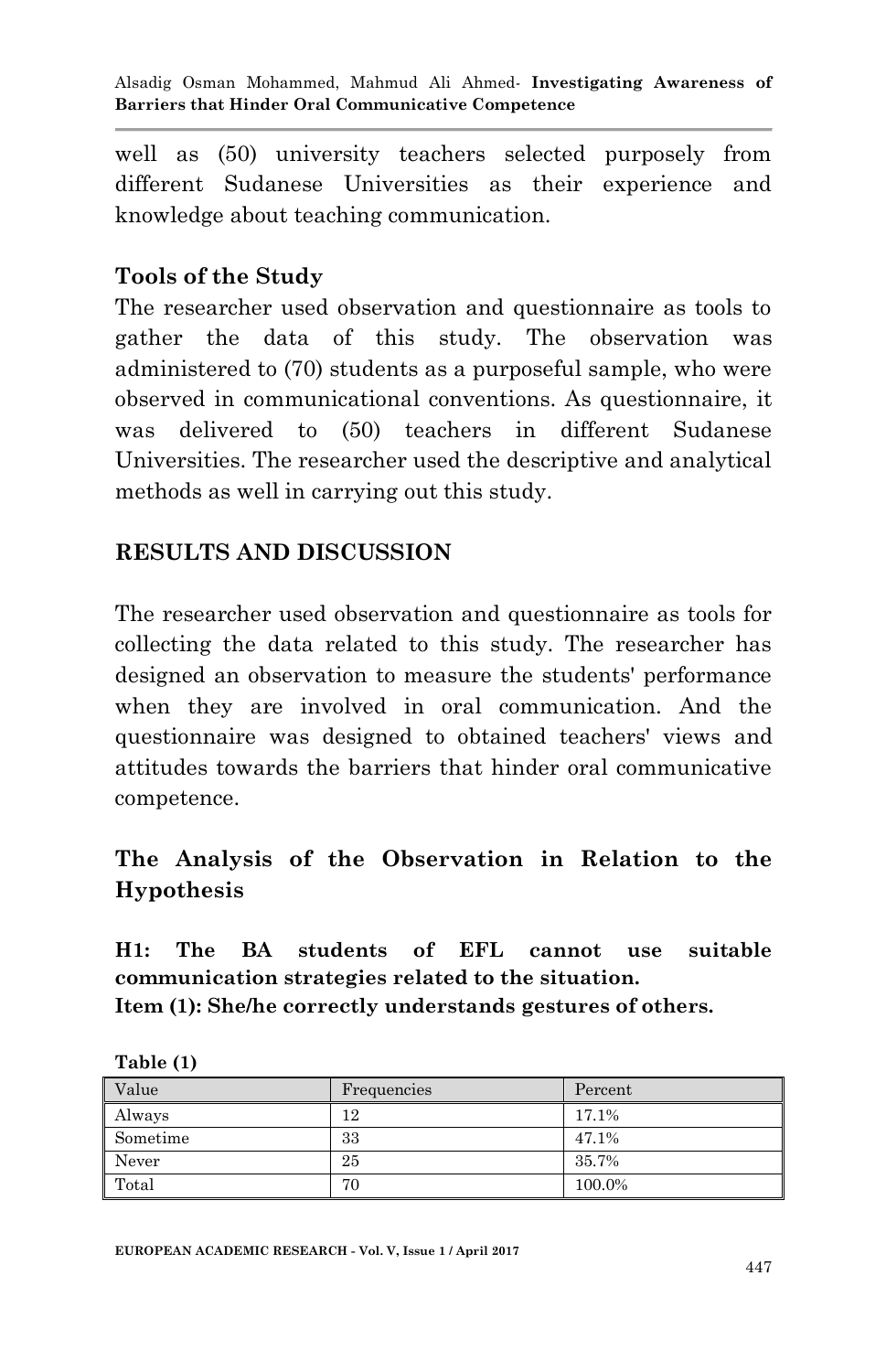well as (50) university teachers selected purposely from different Sudanese Universities as their experience and knowledge about teaching communication.

### Tools of the Study

The researcher used observation and questionnaire as tools to gather the data of this study. The observation was administered to (70) students as a purposeful sample, who were observed in communicational conventions. As questionnaire, it was delivered to (50) teachers in different Sudanese Universities. The researcher used the descriptive and analytical methods as well in carrying out this study.

## RESULTS AND DISCUSSION

The researcher used observation and questionnaire as tools for collecting the data related to this study. The researcher has designed an observation to measure the students' performance when they are involved in oral communication. And the questionnaire was designed to obtained teachers' views and attitudes towards the barriers that hinder oral communicative competence.

### The Analysis of the Observation in Relation to the Hypothesis

**H1: The BA students of EFL cannot use suitable communication strategies related to the situation.**
**Item (1): She/he correctly understands gestures of others.**

**Table (1)**

| Value | Frequencies | Percent |
|---|---|---|
| Always | 12 | 17.1% |
| Sometime | 33 | 47.1% |
| Never | 25 | 35.7% |
| Total | 70 | 100.0% |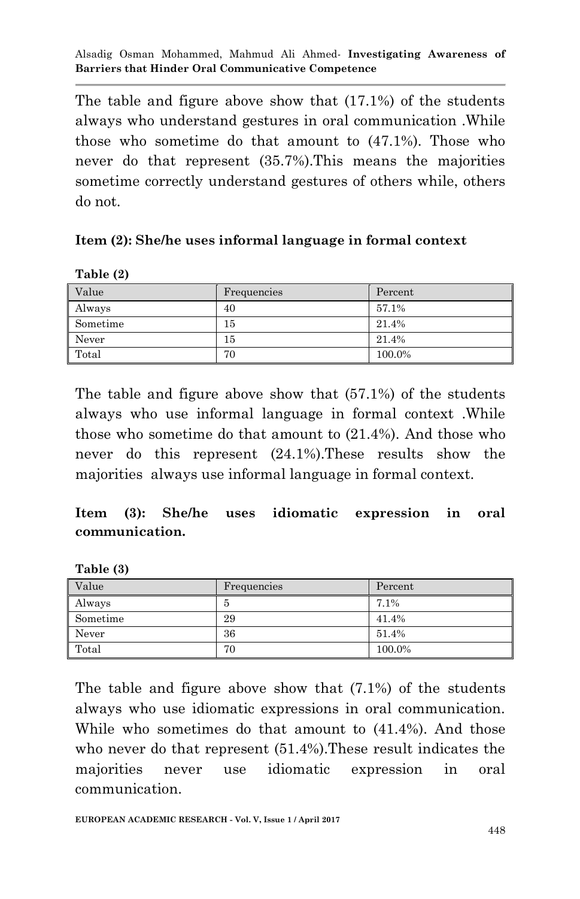The table and figure above show that (17.1%) of the students always who understand gestures in oral communication .While those who sometime do that amount to (47.1%). Those who never do that represent (35.7%).This means the majorities sometime correctly understand gestures of others while, others do not.

**Item (2): She/he uses informal language in formal context**

**Table (2)**

| Value | Frequencies | Percent |
|---|---|---|
| Always | 40 | 57.1% |
| Sometime | 15 | 21.4% |
| Never | 15 | 21.4% |
| Total | 70 | 100.0% |

The table and figure above show that (57.1%) of the students always who use informal language in formal context .While those who sometime do that amount to (21.4%). And those who never do this represent (24.1%).These results show the majorities always use informal language in formal context.

**Item (3): She/he uses idiomatic expression in oral communication.**

**Table (3)**

| Value | Frequencies | Percent |
|---|---|---|
| Always | 5 | 7.1% |
| Sometime | 29 | 41.4% |
| Never | 36 | 51.4% |
| Total | 70 | 100.0% |

The table and figure above show that (7.1%) of the students always who use idiomatic expressions in oral communication. While who sometimes do that amount to (41.4%). And those who never do that represent (51.4%).These result indicates the majorities never use idiomatic expression in oral communication.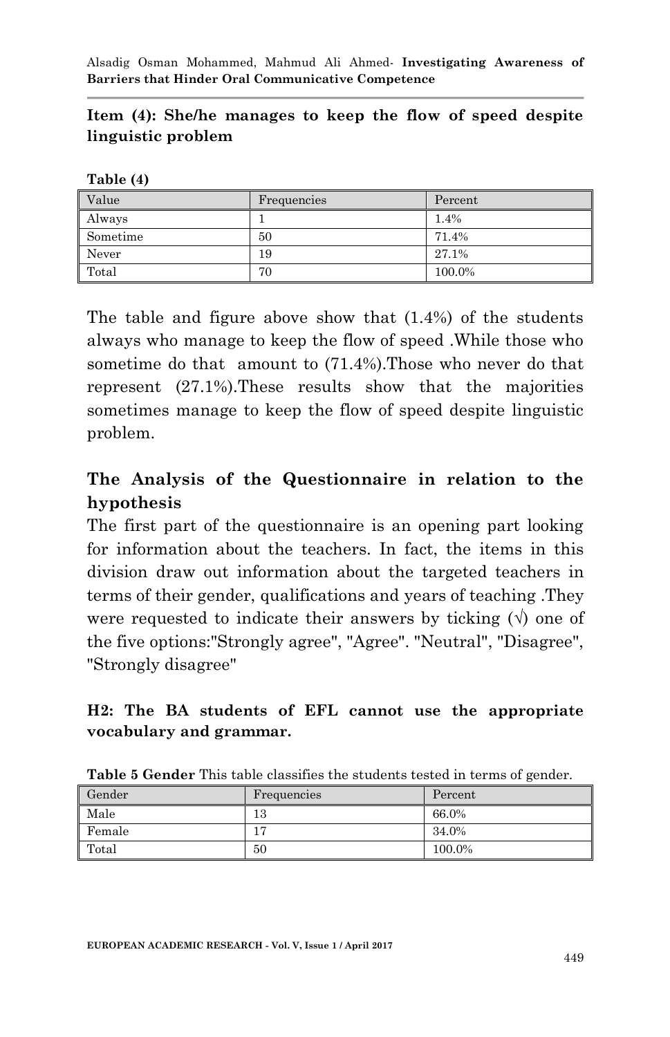**Item (4): She/he manages to keep the flow of speed despite linguistic problem**

**Table (4)**

| Value | Frequencies | Percent |
| --- | --- | --- |
| Always | 1 | 1.4% |
| Sometime | 50 | 71.4% |
| Never | 19 | 27.1% |
| Total | 70 | 100.0% |

The table and figure above show that (1.4%) of the students always who manage to keep the flow of speed .While those who sometime do that amount to (71.4%).Those who never do that represent (27.1%).These results show that the majorities sometimes manage to keep the flow of speed despite linguistic problem.

## The Analysis of the Questionnaire in relation to the hypothesis

The first part of the questionnaire is an opening part looking for information about the teachers. In fact, the items in this division draw out information about the targeted teachers in terms of their gender, qualifications and years of teaching .They were requested to indicate their answers by ticking (√) one of the five options:"Strongly agree", "Agree". "Neutral", "Disagree", "Strongly disagree"

**H2: The BA students of EFL cannot use the appropriate vocabulary and grammar.**

**Table 5 Gender** This table classifies the students tested in terms of gender.

| Gender | Frequencies | Percent |
| --- | --- | --- |
| Male | 13 | 66.0% |
| Female | 17 | 34.0% |
| Total | 50 | 100.0% |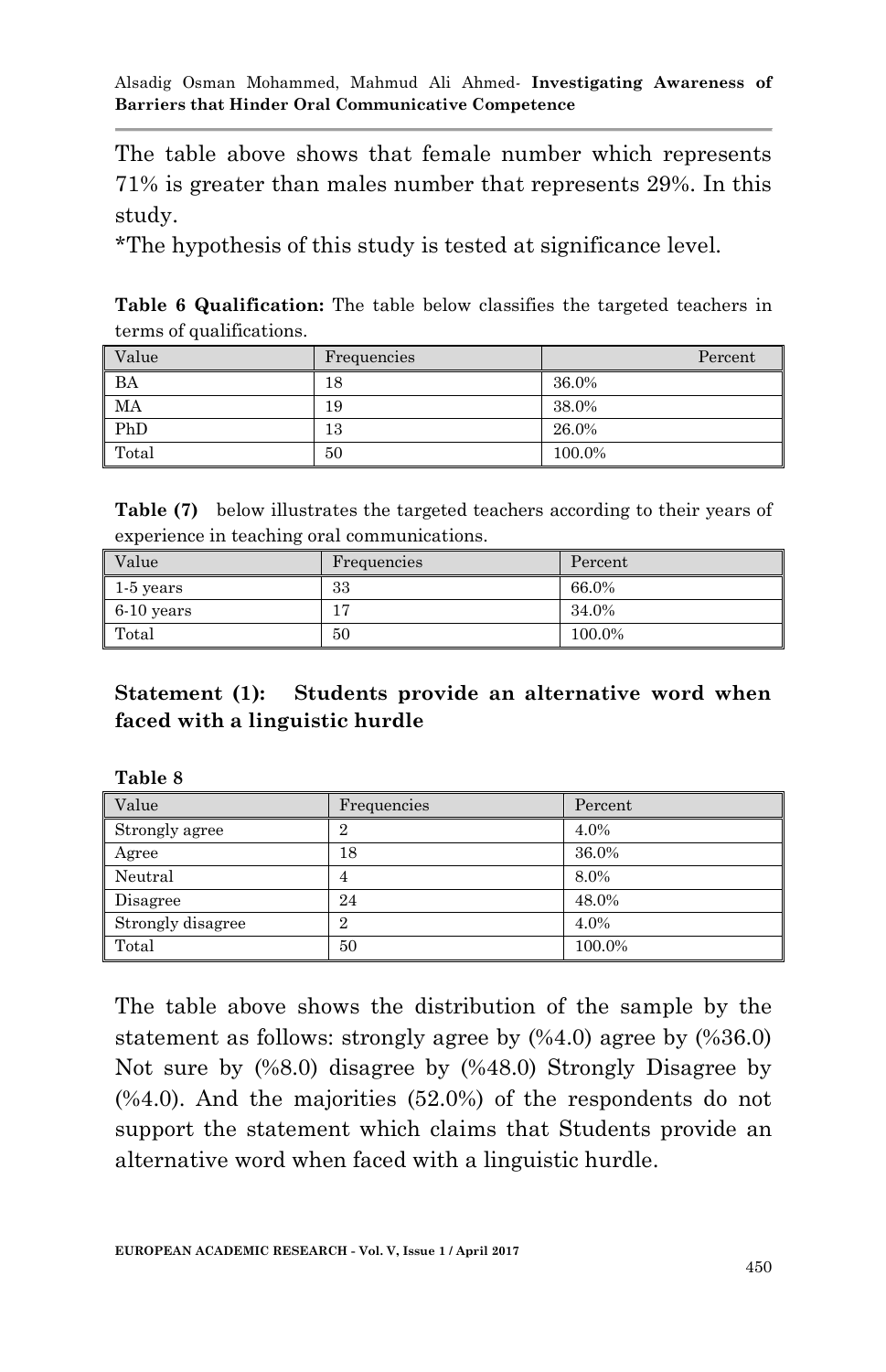The table above shows that female number which represents 71% is greater than males number that represents 29%. In this study.

*The hypothesis of this study is tested at significance level.

**Table 6 Qualification:** The table below classifies the targeted teachers in terms of qualifications.

| Value | Frequencies | Percent |
|---|---|---|
| BA | 18 | 36.0% |
| MA | 19 | 38.0% |
| PhD | 13 | 26.0% |
| Total | 50 | 100.0% |

**Table (7)** below illustrates the targeted teachers according to their years of experience in teaching oral communications.

| Value | Frequencies | Percent |
|---|---|---|
| 1-5 years | 33 | 66.0% |
| 6-10 years | 17 | 34.0% |
| Total | 50 | 100.0% |

**Statement (1): Students provide an alternative word when faced with a linguistic hurdle**

**Table 8**

| Value | Frequencies | Percent |
|---|---|---|
| Strongly agree | 2 | 4.0% |
| Agree | 18 | 36.0% |
| Neutral | 4 | 8.0% |
| Disagree | 24 | 48.0% |
| Strongly disagree | 2 | 4.0% |
| Total | 50 | 100.0% |

The table above shows the distribution of the sample by the statement as follows: strongly agree by (%4.0) agree by (%36.0) Not sure by (%8.0) disagree by (%48.0) Strongly Disagree by (%4.0). And the majorities (52.0%) of the respondents do not support the statement which claims that Students provide an alternative word when faced with a linguistic hurdle.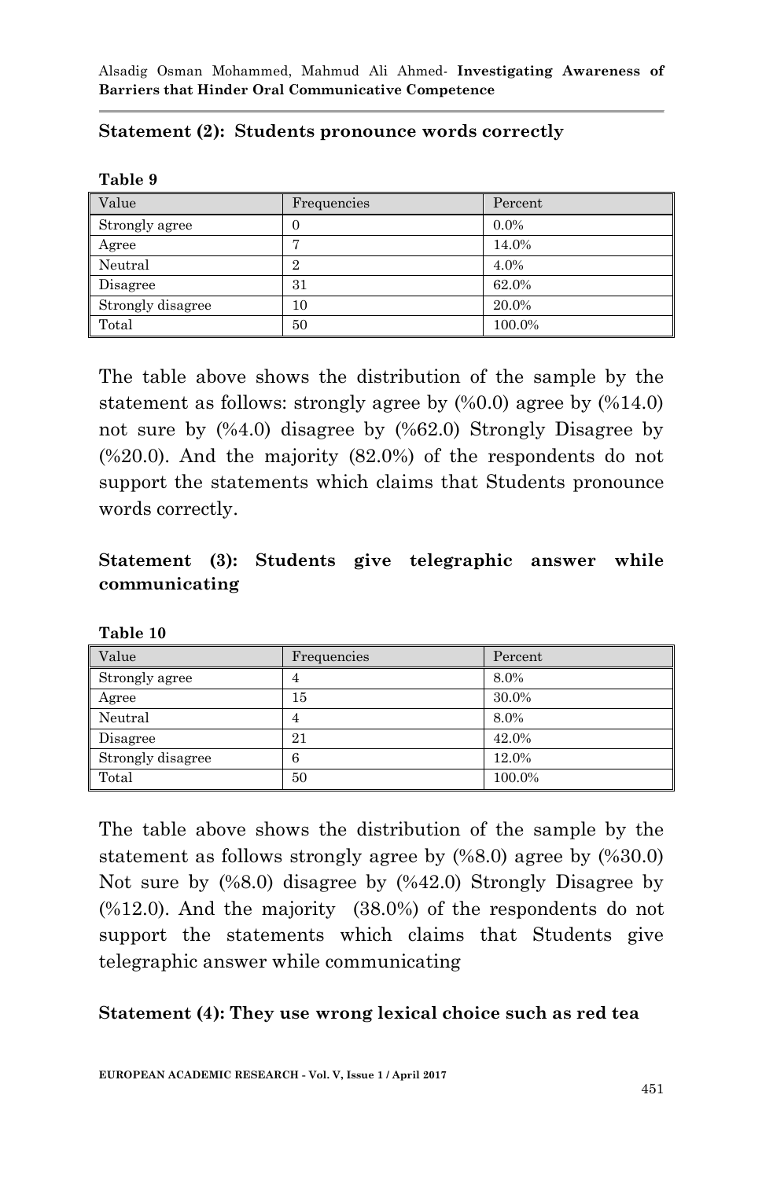**Statement (2): Students pronounce words correctly**

**Table 9**

| Value | Frequencies | Percent |
|---|---|---|
| Strongly agree | 0 | 0.0% |
| Agree | 7 | 14.0% |
| Neutral | 2 | 4.0% |
| Disagree | 31 | 62.0% |
| Strongly disagree | 10 | 20.0% |
| Total | 50 | 100.0% |

The table above shows the distribution of the sample by the statement as follows: strongly agree by (%0.0) agree by (%14.0) not sure by (%4.0) disagree by (%62.0) Strongly Disagree by (%20.0). And the majority (82.0%) of the respondents do not support the statements which claims that Students pronounce words correctly.

**Statement (3): Students give telegraphic answer while communicating**

**Table 10**

| Value | Frequencies | Percent |
|---|---|---|
| Strongly agree | 4 | 8.0% |
| Agree | 15 | 30.0% |
| Neutral | 4 | 8.0% |
| Disagree | 21 | 42.0% |
| Strongly disagree | 6 | 12.0% |
| Total | 50 | 100.0% |

The table above shows the distribution of the sample by the statement as follows strongly agree by (%8.0) agree by (%30.0) Not sure by (%8.0) disagree by (%42.0) Strongly Disagree by (%12.0). And the majority (38.0%) of the respondents do not support the statements which claims that Students give telegraphic answer while communicating

**Statement (4): They use wrong lexical choice such as red tea**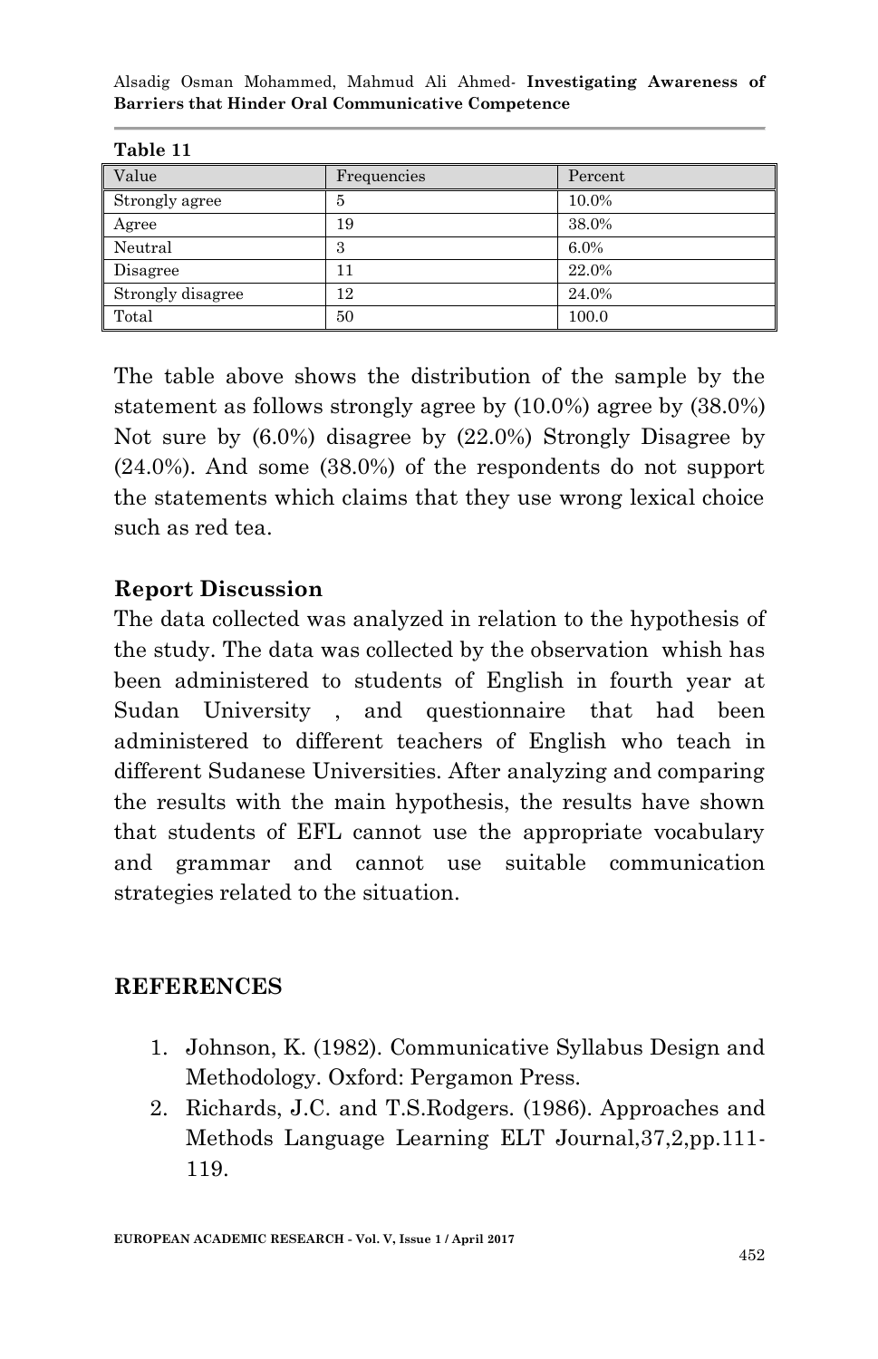**Table 11**

| Value | Frequencies | Percent |
|---|---|---|
| Strongly agree | 5 | 10.0% |
| Agree | 19 | 38.0% |
| Neutral | 3 | 6.0% |
| Disagree | 11 | 22.0% |
| Strongly disagree | 12 | 24.0% |
| Total | 50 | 100.0 |

The table above shows the distribution of the sample by the statement as follows strongly agree by (10.0%) agree by (38.0%) Not sure by (6.0%) disagree by (22.0%) Strongly Disagree by (24.0%). And some (38.0%) of the respondents do not support the statements which claims that they use wrong lexical choice such as red tea.

## Report Discussion

The data collected was analyzed in relation to the hypothesis of the study. The data was collected by the observation whish has been administered to students of English in fourth year at Sudan University , and questionnaire that had been administered to different teachers of English who teach in different Sudanese Universities. After analyzing and comparing the results with the main hypothesis, the results have shown that students of EFL cannot use the appropriate vocabulary and grammar and cannot use suitable communication strategies related to the situation.

## REFERENCES

1. Johnson, K. (1982). Communicative Syllabus Design and Methodology. Oxford: Pergamon Press.
2. Richards, J.C. and T.S.Rodgers. (1986). Approaches and Methods Language Learning ELT Journal,37,2,pp.111-119.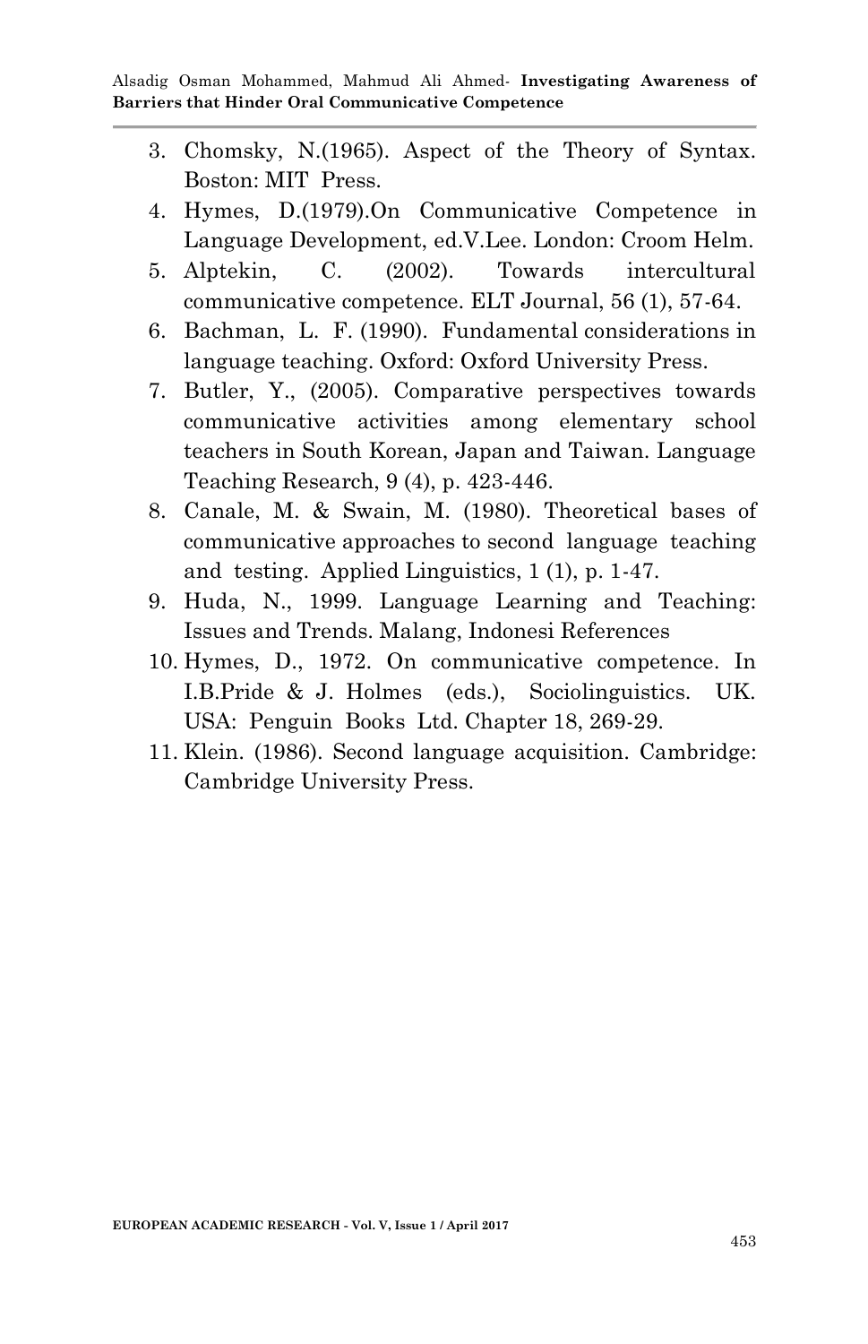3. Chomsky, N.(1965). Aspect of the Theory of Syntax. Boston: MIT Press.
4. Hymes, D.(1979).On Communicative Competence in Language Development, ed.V.Lee. London: Croom Helm.
5. Alptekin, C. (2002). Towards intercultural communicative competence. ELT Journal, 56 (1), 57-64.
6. Bachman, L. F. (1990). Fundamental considerations in language teaching. Oxford: Oxford University Press.
7. Butler, Y., (2005). Comparative perspectives towards communicative activities among elementary school teachers in South Korean, Japan and Taiwan. Language Teaching Research, 9 (4), p. 423-446.
8. Canale, M. & Swain, M. (1980). Theoretical bases of communicative approaches to second language teaching and testing. Applied Linguistics, 1 (1), p. 1-47.
9. Huda, N., 1999. Language Learning and Teaching: Issues and Trends. Malang, Indonesi References
10. Hymes, D., 1972. On communicative competence. In I.B.Pride & J. Holmes (eds.), Sociolinguistics. UK. USA: Penguin Books Ltd. Chapter 18, 269-29.
11. Klein. (1986). Second language acquisition. Cambridge: Cambridge University Press.